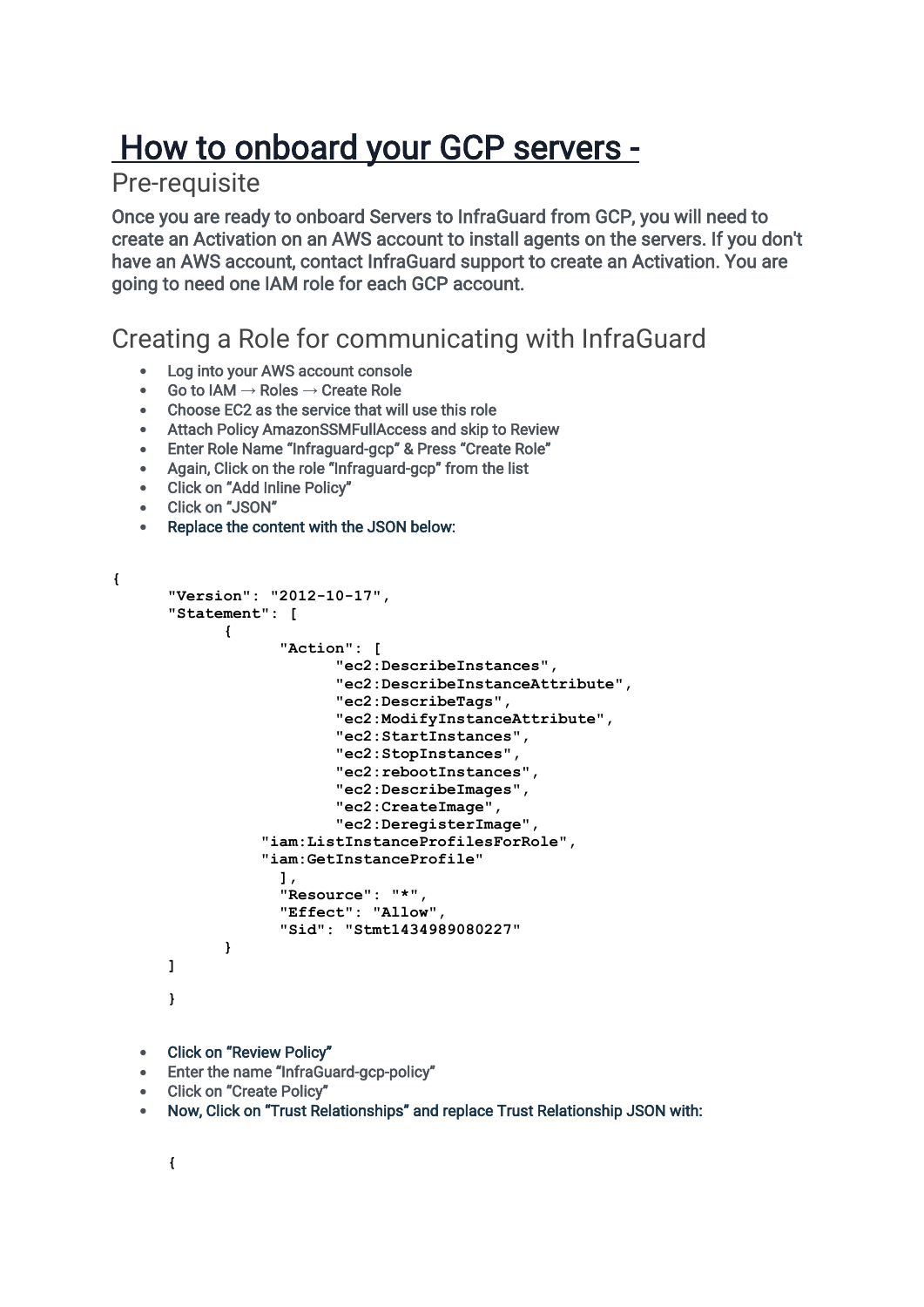# How to onboard your GCP servers -

## Pre-requisite

Once you are ready to onboard Servers to InfraGuard from GCP, you will need to create an Activation on an AWS account to install agents on the servers. If you don't have an AWS account, contact InfraGuard support to create an Activation. You are going to need one IAM role for each GCP account.

## Creating a Role for communicating with InfraGuard

- Log into your AWS account console
- Go to IAM → Roles → Create Role
- Choose EC2 as the service that will use this role
- Attach Policy AmazonSSMFullAccess and skip to Review
- Enter Role Name "Infraguard-gcp" & Press "Create Role"
- Again, Click on the role "Infraguard-gcp" from the list
- Click on "Add Inline Policy"
- Click on "JSON"
- Replace the content with the JSON below:

```
{
      "Version": "2012-10-17",
      "Statement": [
            {
                  "Action": [
                        "ec2:DescribeInstances",
                        "ec2:DescribeInstanceAttribute",
                        "ec2:DescribeTags",
                        "ec2:ModifyInstanceAttribute",
                        "ec2:StartInstances",
                        "ec2:StopInstances",
                        "ec2:rebootInstances",
                        "ec2:DescribeImages",
                        "ec2:CreateImage",
                        "ec2:DeregisterImage",
                "iam:ListInstanceProfilesForRole",
                "iam:GetInstanceProfile"
                  ],
                  "Resource": "*",
                  "Effect": "Allow",
                  "Sid": "Stmt1434989080227"
            }
      ]

      }
```

- Click on "Review Policy"
- Enter the name "InfraGuard-gcp-policy"
- Click on "Create Policy"
- Now, Click on "Trust Relationships" and replace Trust Relationship JSON with:

```
      {
```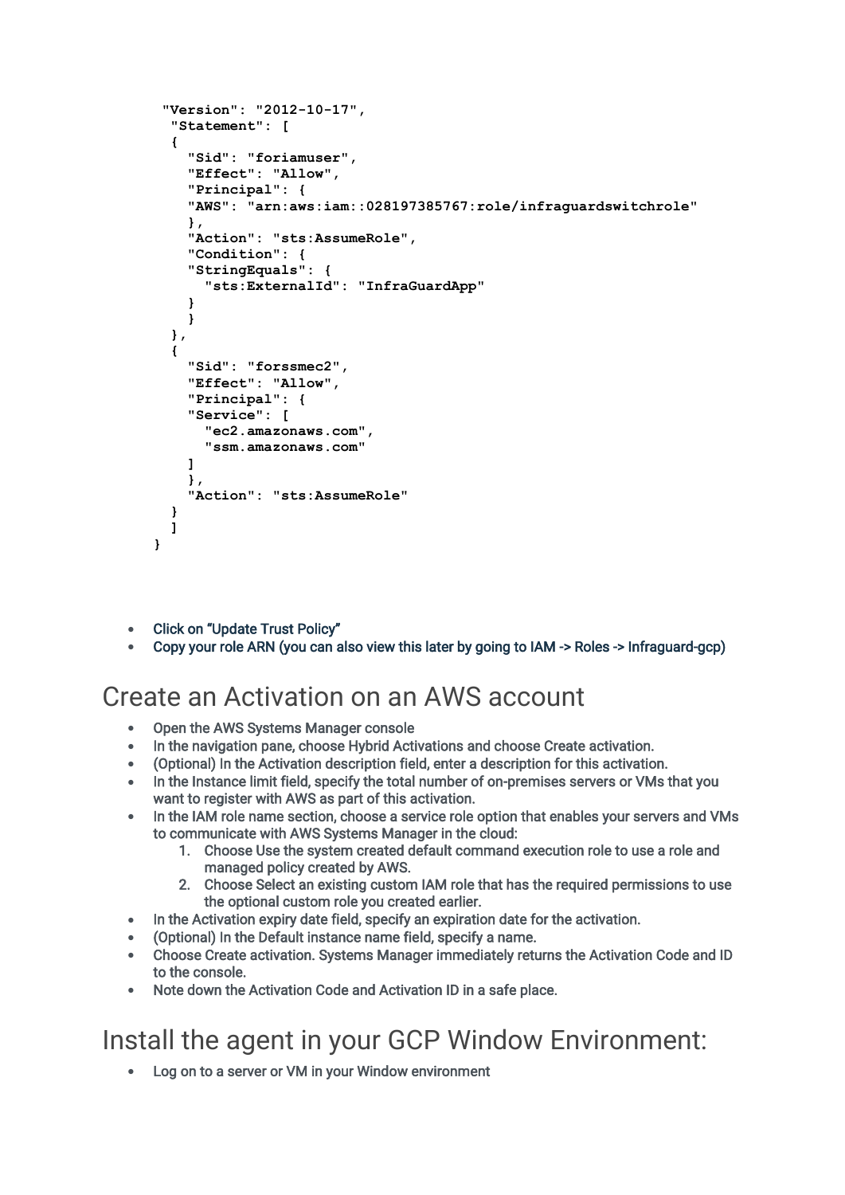```
 "Version": "2012-10-17",
  "Statement": [
  {
    "Sid": "foriamuser",
    "Effect": "Allow",
    "Principal": {
    "AWS": "arn:aws:iam::028197385767:role/infraguardswitchrole"
    },
    "Action": "sts:AssumeRole",
    "Condition": {
    "StringEquals": {
      "sts:ExternalId": "InfraGuardApp"
    }
    }
  },
  {
    "Sid": "forssmec2",
    "Effect": "Allow",
    "Principal": {
    "Service": [
      "ec2.amazonaws.com",
      "ssm.amazonaws.com"
    ]
    },
    "Action": "sts:AssumeRole"
  }
  ]
}
```

- Click on "Update Trust Policy"
- Copy your role ARN (you can also view this later by going to IAM -> Roles -> Infraguard-gcp)

# Create an Activation on an AWS account

- Open the AWS Systems Manager console
- In the navigation pane, choose Hybrid Activations and choose Create activation.
- (Optional) In the Activation description field, enter a description for this activation.
- In the Instance limit field, specify the total number of on-premises servers or VMs that you want to register with AWS as part of this activation.
- In the IAM role name section, choose a service role option that enables your servers and VMs to communicate with AWS Systems Manager in the cloud:
    1. Choose Use the system created default command execution role to use a role and managed policy created by AWS.
    2. Choose Select an existing custom IAM role that has the required permissions to use the optional custom role you created earlier.
- In the Activation expiry date field, specify an expiration date for the activation.
- (Optional) In the Default instance name field, specify a name.
- Choose Create activation. Systems Manager immediately returns the Activation Code and ID to the console.
- Note down the Activation Code and Activation ID in a safe place.

# Install the agent in your GCP Window Environment:

- Log on to a server or VM in your Window environment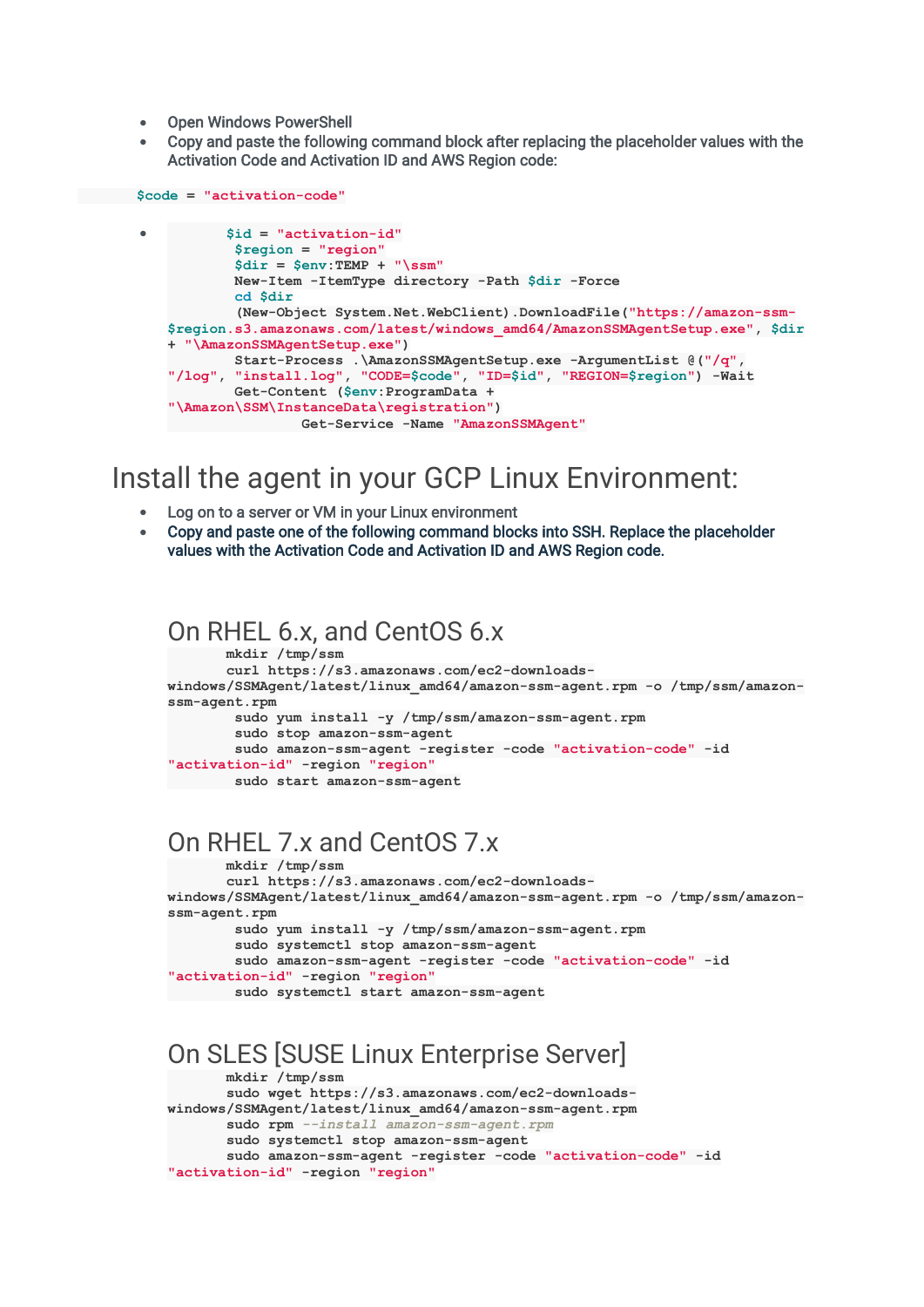- Open Windows PowerShell
- Copy and paste the following command block after replacing the placeholder values with the Activation Code and Activation ID and AWS Region code:

```
$code = "activation-code"
```

- ```
  $id = "activation-id"
  $region = "region"
  $dir = $env:TEMP + "\ssm"
  New-Item -ItemType directory -Path $dir -Force
  cd $dir
  (New-Object System.Net.WebClient).DownloadFile("https://amazon-ssm-$region.s3.amazonaws.com/latest/windows_amd64/AmazonSSMAgentSetup.exe", $dir + "\AmazonSSMAgentSetup.exe")
  Start-Process .\AmazonSSMAgentSetup.exe -ArgumentList @("/q", "/log", "install.log", "CODE=$code", "ID=$id", "REGION=$region") -Wait
  Get-Content ($env:ProgramData + "\Amazon\SSM\InstanceData\registration")
  Get-Service -Name "AmazonSSMAgent"
  ```

# Install the agent in your GCP Linux Environment:

- Log on to a server or VM in your Linux environment
- Copy and paste one of the following command blocks into SSH. Replace the placeholder values with the Activation Code and Activation ID and AWS Region code.

## On RHEL 6.x, and CentOS 6.x

```
mkdir /tmp/ssm
curl https://s3.amazonaws.com/ec2-downloads-windows/SSMAgent/latest/linux_amd64/amazon-ssm-agent.rpm -o /tmp/ssm/amazon-ssm-agent.rpm
sudo yum install -y /tmp/ssm/amazon-ssm-agent.rpm
sudo stop amazon-ssm-agent
sudo amazon-ssm-agent -register -code "activation-code" -id "activation-id" -region "region"
sudo start amazon-ssm-agent
```

## On RHEL 7.x and CentOS 7.x

```
mkdir /tmp/ssm
curl https://s3.amazonaws.com/ec2-downloads-windows/SSMAgent/latest/linux_amd64/amazon-ssm-agent.rpm -o /tmp/ssm/amazon-ssm-agent.rpm
sudo yum install -y /tmp/ssm/amazon-ssm-agent.rpm
sudo systemctl stop amazon-ssm-agent
sudo amazon-ssm-agent -register -code "activation-code" -id "activation-id" -region "region"
sudo systemctl start amazon-ssm-agent
```

## On SLES [SUSE Linux Enterprise Server]

```
mkdir /tmp/ssm
sudo wget https://s3.amazonaws.com/ec2-downloads-windows/SSMAgent/latest/linux_amd64/amazon-ssm-agent.rpm
sudo rpm --install amazon-ssm-agent.rpm
sudo systemctl stop amazon-ssm-agent
sudo amazon-ssm-agent -register -code "activation-code" -id "activation-id" -region "region"
```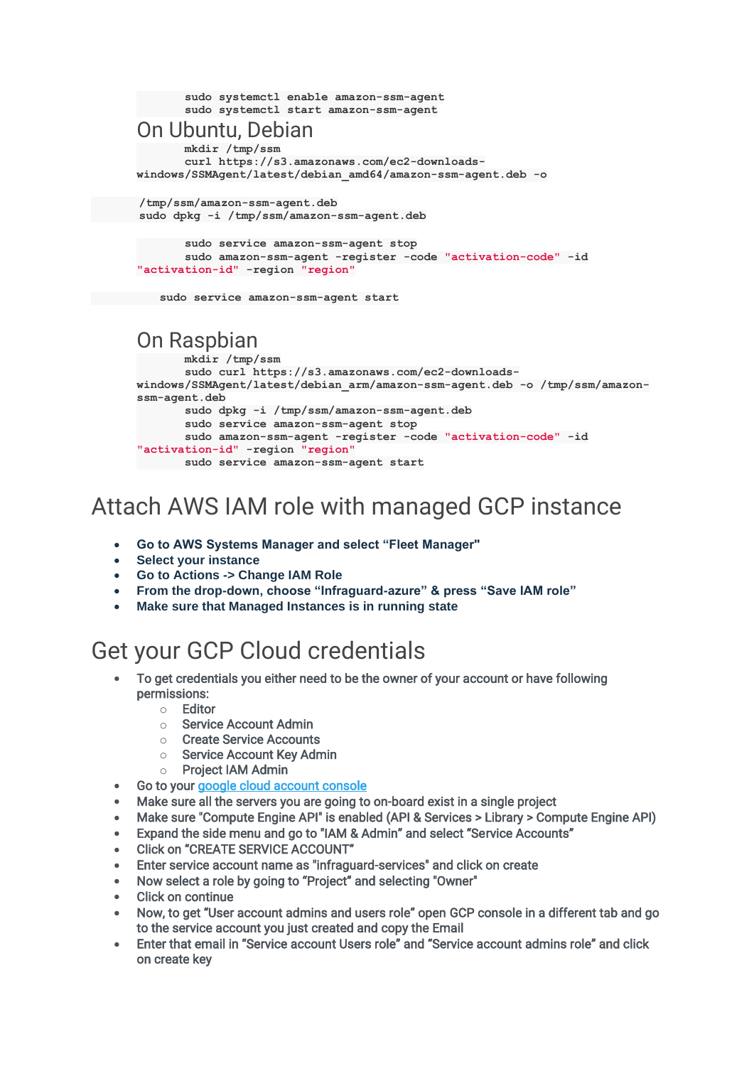```
sudo systemctl enable amazon-ssm-agent
sudo systemctl start amazon-ssm-agent
```

## On Ubuntu, Debian

```
mkdir /tmp/ssm
curl https://s3.amazonaws.com/ec2-downloads-windows/SSMAgent/latest/debian_amd64/amazon-ssm-agent.deb -o

/tmp/ssm/amazon-ssm-agent.deb
sudo dpkg -i /tmp/ssm/amazon-ssm-agent.deb

sudo service amazon-ssm-agent stop
sudo amazon-ssm-agent -register -code "activation-code" -id "activation-id" -region "region"

sudo service amazon-ssm-agent start
```

## On Raspbian

```
mkdir /tmp/ssm
sudo curl https://s3.amazonaws.com/ec2-downloads-windows/SSMAgent/latest/debian_arm/amazon-ssm-agent.deb -o /tmp/ssm/amazon-ssm-agent.deb
sudo dpkg -i /tmp/ssm/amazon-ssm-agent.deb
sudo service amazon-ssm-agent stop
sudo amazon-ssm-agent -register -code "activation-code" -id "activation-id" -region "region"
sudo service amazon-ssm-agent start
```

# Attach AWS IAM role with managed GCP instance

- **Go to AWS Systems Manager and select “Fleet Manager"**
- **Select your instance**
- **Go to Actions -> Change IAM Role**
- **From the drop-down, choose “Infraguard-azure” & press “Save IAM role”**
- **Make sure that Managed Instances is in running state**

# Get your GCP Cloud credentials

- To get credentials you either need to be the owner of your account or have following permissions:
  - Editor
  - Service Account Admin
  - Create Service Accounts
  - Service Account Key Admin
  - Project IAM Admin
- Go to your google cloud account console
- Make sure all the servers you are going to on-board exist in a single project
- Make sure "Compute Engine API" is enabled (API & Services > Library > Compute Engine API)
- Expand the side menu and go to "IAM & Admin” and select “Service Accounts”
- Click on “CREATE SERVICE ACCOUNT”
- Enter service account name as "infraguard-services" and click on create
- Now select a role by going to “Project” and selecting "Owner"
- Click on continue
- Now, to get “User account admins and users role” open GCP console in a different tab and go to the service account you just created and copy the Email
- Enter that email in “Service account Users role” and “Service account admins role” and click on create key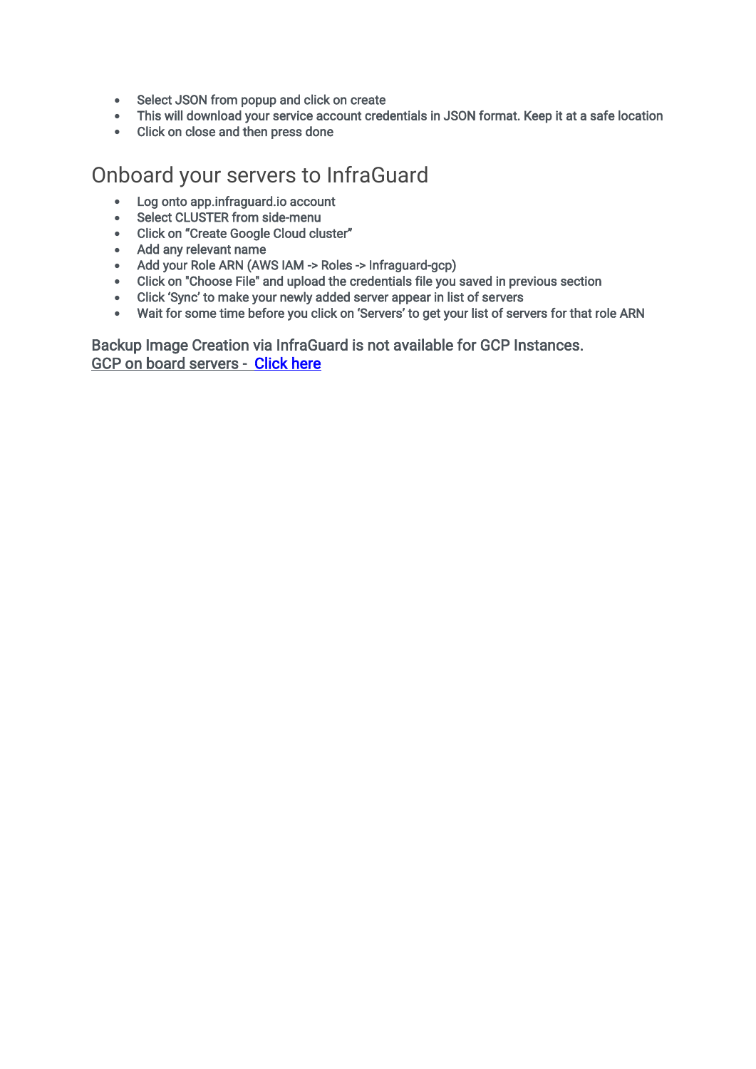- Select JSON from popup and click on create
- This will download your service account credentials in JSON format. Keep it at a safe location
- Click on close and then press done

# Onboard your servers to InfraGuard

- Log onto app.infraguard.io account
- Select CLUSTER from side-menu
- Click on "Create Google Cloud cluster"
- Add any relevant name
- Add your Role ARN (AWS IAM -> Roles -> Infraguard-gcp)
- Click on "Choose File" and upload the credentials file you saved in previous section
- Click 'Sync' to make your newly added server appear in list of servers
- Wait for some time before you click on 'Servers' to get your list of servers for that role ARN

### Backup Image Creation via InfraGuard is not available for GCP Instances.

GCP on board servers - Click here